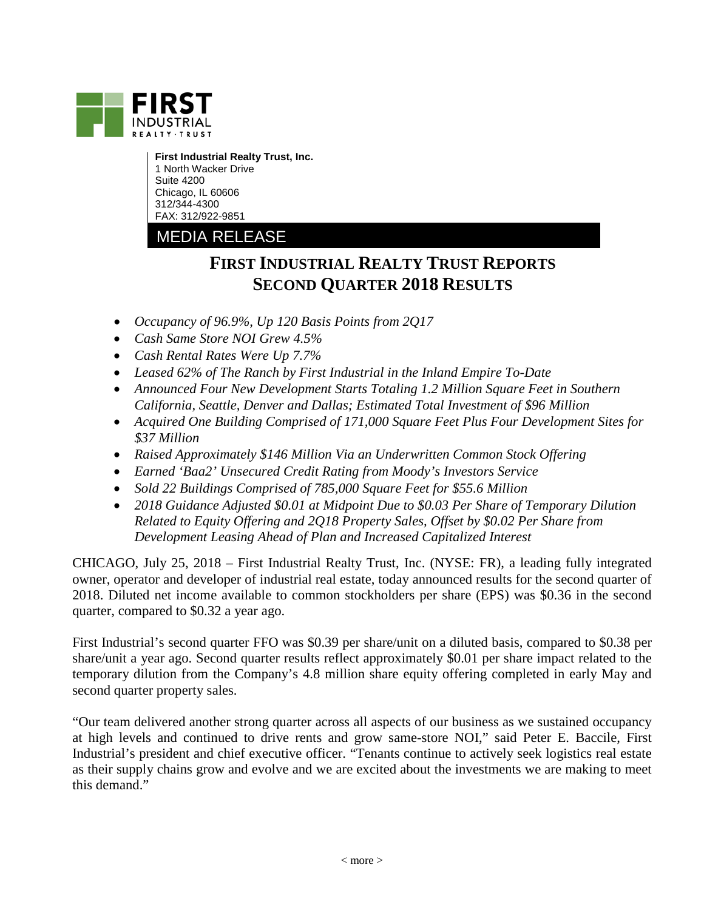**First Industrial Realty Trust, Inc.**
1 North Wacker Drive
Suite 4200
Chicago, IL 60606
312/344-4300
FAX: 312/922-9851

MEDIA RELEASE

# FIRST INDUSTRIAL REALTY TRUST REPORTS SECOND QUARTER 2018 RESULTS

- *Occupancy of 96.9%, Up 120 Basis Points from 2Q17*
- *Cash Same Store NOI Grew 4.5%*
- *Cash Rental Rates Were Up 7.7%*
- *Leased 62% of The Ranch by First Industrial in the Inland Empire To-Date*
- *Announced Four New Development Starts Totaling 1.2 Million Square Feet in Southern California, Seattle, Denver and Dallas; Estimated Total Investment of $96 Million*
- *Acquired One Building Comprised of 171,000 Square Feet Plus Four Development Sites for $37 Million*
- *Raised Approximately $146 Million Via an Underwritten Common Stock Offering*
- *Earned 'Baa2' Unsecured Credit Rating from Moody's Investors Service*
- *Sold 22 Buildings Comprised of 785,000 Square Feet for $55.6 Million*
- *2018 Guidance Adjusted $0.01 at Midpoint Due to $0.03 Per Share of Temporary Dilution Related to Equity Offering and 2Q18 Property Sales, Offset by $0.02 Per Share from Development Leasing Ahead of Plan and Increased Capitalized Interest*

CHICAGO, July 25, 2018 – First Industrial Realty Trust, Inc. (NYSE: FR), a leading fully integrated owner, operator and developer of industrial real estate, today announced results for the second quarter of 2018. Diluted net income available to common stockholders per share (EPS) was $0.36 in the second quarter, compared to $0.32 a year ago.

First Industrial's second quarter FFO was $0.39 per share/unit on a diluted basis, compared to $0.38 per share/unit a year ago. Second quarter results reflect approximately $0.01 per share impact related to the temporary dilution from the Company's 4.8 million share equity offering completed in early May and second quarter property sales.

"Our team delivered another strong quarter across all aspects of our business as we sustained occupancy at high levels and continued to drive rents and grow same-store NOI," said Peter E. Baccile, First Industrial's president and chief executive officer. "Tenants continue to actively seek logistics real estate as their supply chains grow and evolve and we are excited about the investments we are making to meet this demand."

< more >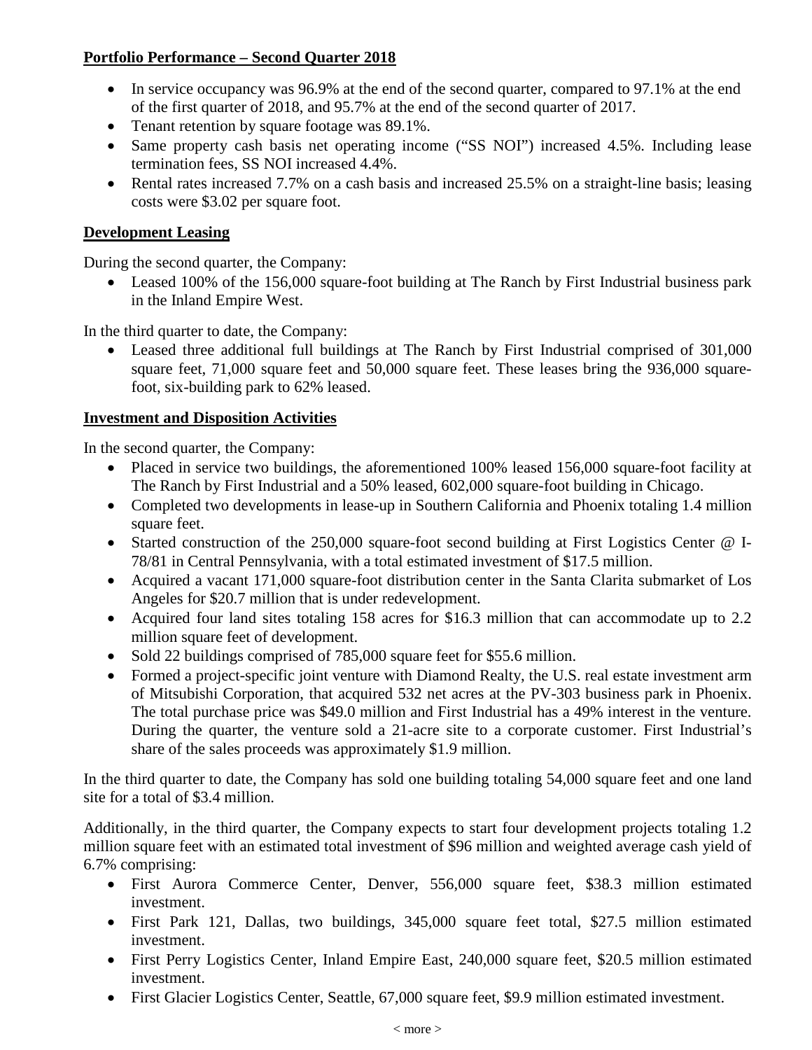**Portfolio Performance – Second Quarter 2018**

- In service occupancy was 96.9% at the end of the second quarter, compared to 97.1% at the end of the first quarter of 2018, and 95.7% at the end of the second quarter of 2017.
- Tenant retention by square footage was 89.1%.
- Same property cash basis net operating income ("SS NOI") increased 4.5%. Including lease termination fees, SS NOI increased 4.4%.
- Rental rates increased 7.7% on a cash basis and increased 25.5% on a straight-line basis; leasing costs were $3.02 per square foot.

**Development Leasing**

During the second quarter, the Company:

- Leased 100% of the 156,000 square-foot building at The Ranch by First Industrial business park in the Inland Empire West.

In the third quarter to date, the Company:

- Leased three additional full buildings at The Ranch by First Industrial comprised of 301,000 square feet, 71,000 square feet and 50,000 square feet. These leases bring the 936,000 square-foot, six-building park to 62% leased.

**Investment and Disposition Activities**

In the second quarter, the Company:

- Placed in service two buildings, the aforementioned 100% leased 156,000 square-foot facility at The Ranch by First Industrial and a 50% leased, 602,000 square-foot building in Chicago.
- Completed two developments in lease-up in Southern California and Phoenix totaling 1.4 million square feet.
- Started construction of the 250,000 square-foot second building at First Logistics Center @ I-78/81 in Central Pennsylvania, with a total estimated investment of $17.5 million.
- Acquired a vacant 171,000 square-foot distribution center in the Santa Clarita submarket of Los Angeles for $20.7 million that is under redevelopment.
- Acquired four land sites totaling 158 acres for $16.3 million that can accommodate up to 2.2 million square feet of development.
- Sold 22 buildings comprised of 785,000 square feet for $55.6 million.
- Formed a project-specific joint venture with Diamond Realty, the U.S. real estate investment arm of Mitsubishi Corporation, that acquired 532 net acres at the PV-303 business park in Phoenix. The total purchase price was $49.0 million and First Industrial has a 49% interest in the venture. During the quarter, the venture sold a 21-acre site to a corporate customer. First Industrial's share of the sales proceeds was approximately $1.9 million.

In the third quarter to date, the Company has sold one building totaling 54,000 square feet and one land site for a total of $3.4 million.

Additionally, in the third quarter, the Company expects to start four development projects totaling 1.2 million square feet with an estimated total investment of $96 million and weighted average cash yield of 6.7% comprising:

- First Aurora Commerce Center, Denver, 556,000 square feet, $38.3 million estimated investment.
- First Park 121, Dallas, two buildings, 345,000 square feet total, $27.5 million estimated investment.
- First Perry Logistics Center, Inland Empire East, 240,000 square feet, $20.5 million estimated investment.
- First Glacier Logistics Center, Seattle, 67,000 square feet, $9.9 million estimated investment.

< more >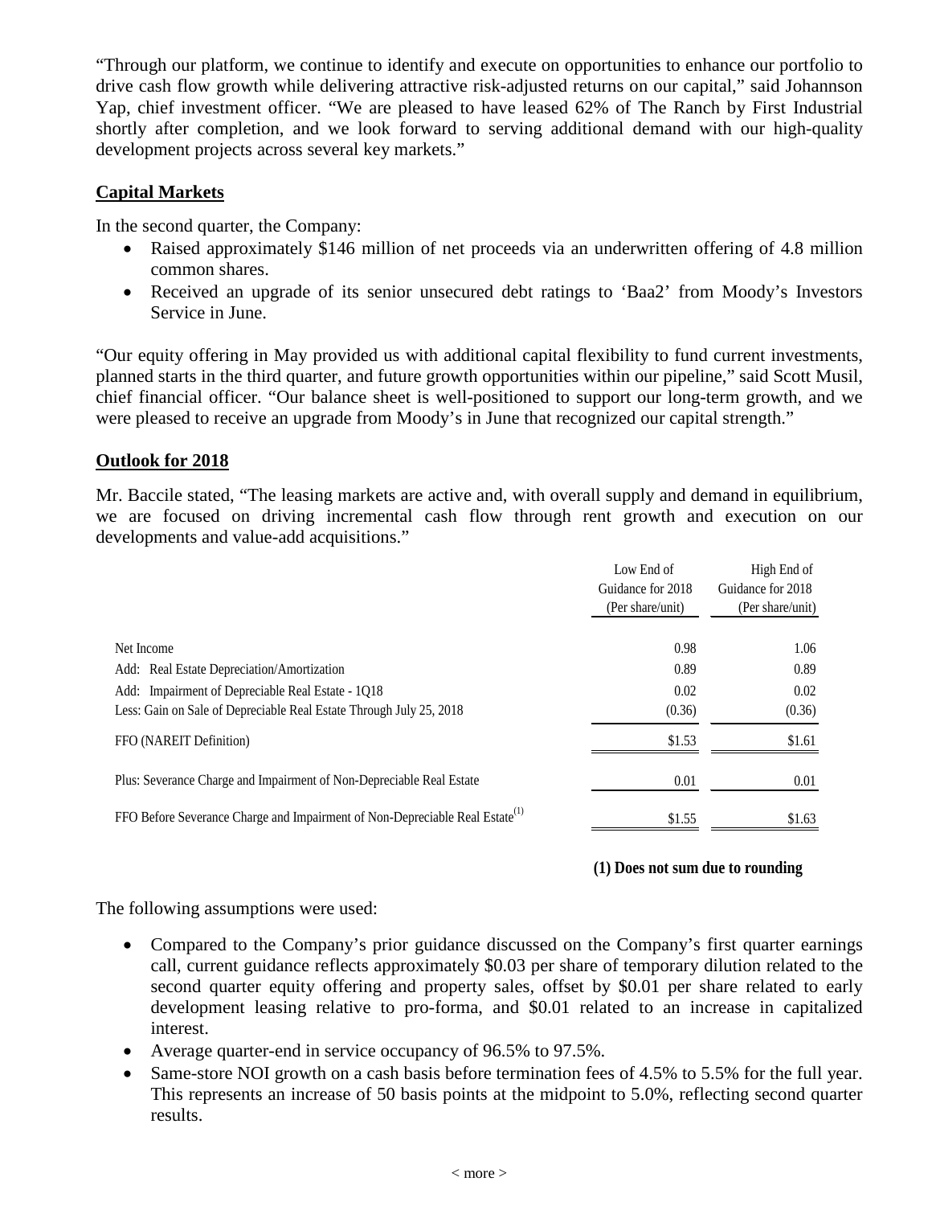"Through our platform, we continue to identify and execute on opportunities to enhance our portfolio to drive cash flow growth while delivering attractive risk-adjusted returns on our capital," said Johannson Yap, chief investment officer. "We are pleased to have leased 62% of The Ranch by First Industrial shortly after completion, and we look forward to serving additional demand with our high-quality development projects across several key markets."

## Capital Markets

In the second quarter, the Company:

- Raised approximately $146 million of net proceeds via an underwritten offering of 4.8 million common shares.
- Received an upgrade of its senior unsecured debt ratings to 'Baa2' from Moody's Investors Service in June.

"Our equity offering in May provided us with additional capital flexibility to fund current investments, planned starts in the third quarter, and future growth opportunities within our pipeline," said Scott Musil, chief financial officer. "Our balance sheet is well-positioned to support our long-term growth, and we were pleased to receive an upgrade from Moody's in June that recognized our capital strength."

## Outlook for 2018

Mr. Baccile stated, "The leasing markets are active and, with overall supply and demand in equilibrium, we are focused on driving incremental cash flow through rent growth and execution on our developments and value-add acquisitions."

| | Low End of Guidance for 2018 (Per share/unit) | High End of Guidance for 2018 (Per share/unit) |
|---|---|---|
| Net Income | 0.98 | 1.06 |
| Add: Real Estate Depreciation/Amortization | 0.89 | 0.89 |
| Add: Impairment of Depreciable Real Estate - 1Q18 | 0.02 | 0.02 |
| Less: Gain on Sale of Depreciable Real Estate Through July 25, 2018 | (0.36) | (0.36) |
| FFO (NAREIT Definition) | $1.53 | $1.61 |
| Plus: Severance Charge and Impairment of Non-Depreciable Real Estate | 0.01 | 0.01 |
| FFO Before Severance Charge and Impairment of Non-Depreciable Real Estate[(1)] | $1.55 | $1.63 |

**(1) Does not sum due to rounding**

The following assumptions were used:

- Compared to the Company's prior guidance discussed on the Company's first quarter earnings call, current guidance reflects approximately $0.03 per share of temporary dilution related to the second quarter equity offering and property sales, offset by $0.01 per share related to early development leasing relative to pro-forma, and $0.01 related to an increase in capitalized interest.
- Average quarter-end in service occupancy of 96.5% to 97.5%.
- Same-store NOI growth on a cash basis before termination fees of 4.5% to 5.5% for the full year. This represents an increase of 50 basis points at the midpoint to 5.0%, reflecting second quarter results.

< more >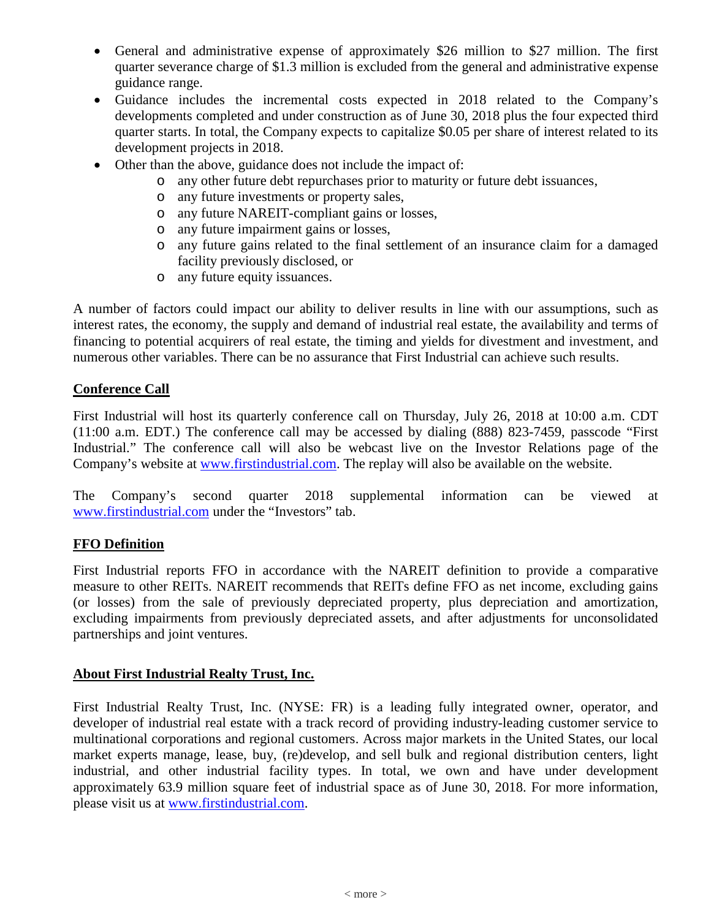- General and administrative expense of approximately $26 million to $27 million. The first quarter severance charge of $1.3 million is excluded from the general and administrative expense guidance range.
- Guidance includes the incremental costs expected in 2018 related to the Company's developments completed and under construction as of June 30, 2018 plus the four expected third quarter starts. In total, the Company expects to capitalize $0.05 per share of interest related to its development projects in 2018.
- Other than the above, guidance does not include the impact of:
  - any other future debt repurchases prior to maturity or future debt issuances,
  - any future investments or property sales,
  - any future NAREIT-compliant gains or losses,
  - any future impairment gains or losses,
  - any future gains related to the final settlement of an insurance claim for a damaged facility previously disclosed, or
  - any future equity issuances.

A number of factors could impact our ability to deliver results in line with our assumptions, such as interest rates, the economy, the supply and demand of industrial real estate, the availability and terms of financing to potential acquirers of real estate, the timing and yields for divestment and investment, and numerous other variables. There can be no assurance that First Industrial can achieve such results.

## Conference Call

First Industrial will host its quarterly conference call on Thursday, July 26, 2018 at 10:00 a.m. CDT (11:00 a.m. EDT.) The conference call may be accessed by dialing (888) 823-7459, passcode "First Industrial." The conference call will also be webcast live on the Investor Relations page of the Company's website at www.firstindustrial.com. The replay will also be available on the website.

The Company's second quarter 2018 supplemental information can be viewed at www.firstindustrial.com under the "Investors" tab.

## FFO Definition

First Industrial reports FFO in accordance with the NAREIT definition to provide a comparative measure to other REITs. NAREIT recommends that REITs define FFO as net income, excluding gains (or losses) from the sale of previously depreciated property, plus depreciation and amortization, excluding impairments from previously depreciated assets, and after adjustments for unconsolidated partnerships and joint ventures.

## About First Industrial Realty Trust, Inc.

First Industrial Realty Trust, Inc. (NYSE: FR) is a leading fully integrated owner, operator, and developer of industrial real estate with a track record of providing industry-leading customer service to multinational corporations and regional customers. Across major markets in the United States, our local market experts manage, lease, buy, (re)develop, and sell bulk and regional distribution centers, light industrial, and other industrial facility types. In total, we own and have under development approximately 63.9 million square feet of industrial space as of June 30, 2018. For more information, please visit us at www.firstindustrial.com.

< more >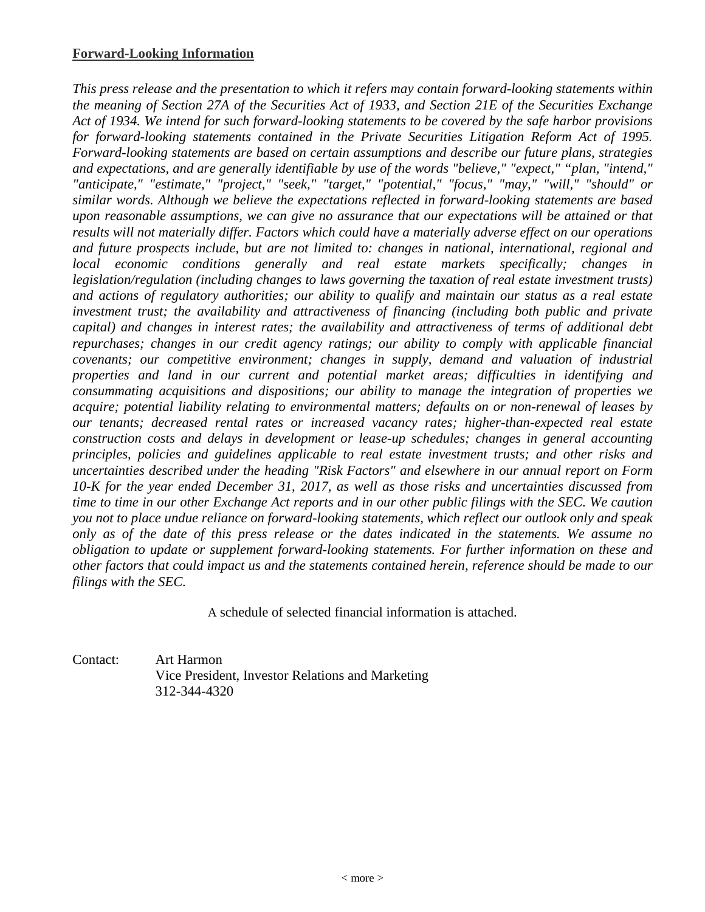**Forward-Looking Information**

*This press release and the presentation to which it refers may contain forward-looking statements within the meaning of Section 27A of the Securities Act of 1933, and Section 21E of the Securities Exchange Act of 1934. We intend for such forward-looking statements to be covered by the safe harbor provisions for forward-looking statements contained in the Private Securities Litigation Reform Act of 1995. Forward-looking statements are based on certain assumptions and describe our future plans, strategies and expectations, and are generally identifiable by use of the words "believe," "expect," "plan, "intend," "anticipate," "estimate," "project," "seek," "target," "potential," "focus," "may," "will," "should" or similar words. Although we believe the expectations reflected in forward-looking statements are based upon reasonable assumptions, we can give no assurance that our expectations will be attained or that results will not materially differ. Factors which could have a materially adverse effect on our operations and future prospects include, but are not limited to: changes in national, international, regional and local economic conditions generally and real estate markets specifically; changes in legislation/regulation (including changes to laws governing the taxation of real estate investment trusts) and actions of regulatory authorities; our ability to qualify and maintain our status as a real estate investment trust; the availability and attractiveness of financing (including both public and private capital) and changes in interest rates; the availability and attractiveness of terms of additional debt repurchases; changes in our credit agency ratings; our ability to comply with applicable financial covenants; our competitive environment; changes in supply, demand and valuation of industrial properties and land in our current and potential market areas; difficulties in identifying and consummating acquisitions and dispositions; our ability to manage the integration of properties we acquire; potential liability relating to environmental matters; defaults on or non-renewal of leases by our tenants; decreased rental rates or increased vacancy rates; higher-than-expected real estate construction costs and delays in development or lease-up schedules; changes in general accounting principles, policies and guidelines applicable to real estate investment trusts; and other risks and uncertainties described under the heading "Risk Factors" and elsewhere in our annual report on Form 10-K for the year ended December 31, 2017, as well as those risks and uncertainties discussed from time to time in our other Exchange Act reports and in our other public filings with the SEC. We caution you not to place undue reliance on forward-looking statements, which reflect our outlook only and speak only as of the date of this press release or the dates indicated in the statements. We assume no obligation to update or supplement forward-looking statements. For further information on these and other factors that could impact us and the statements contained herein, reference should be made to our filings with the SEC.*

A schedule of selected financial information is attached.

Contact: Art Harmon
Vice President, Investor Relations and Marketing
312-344-4320

< more >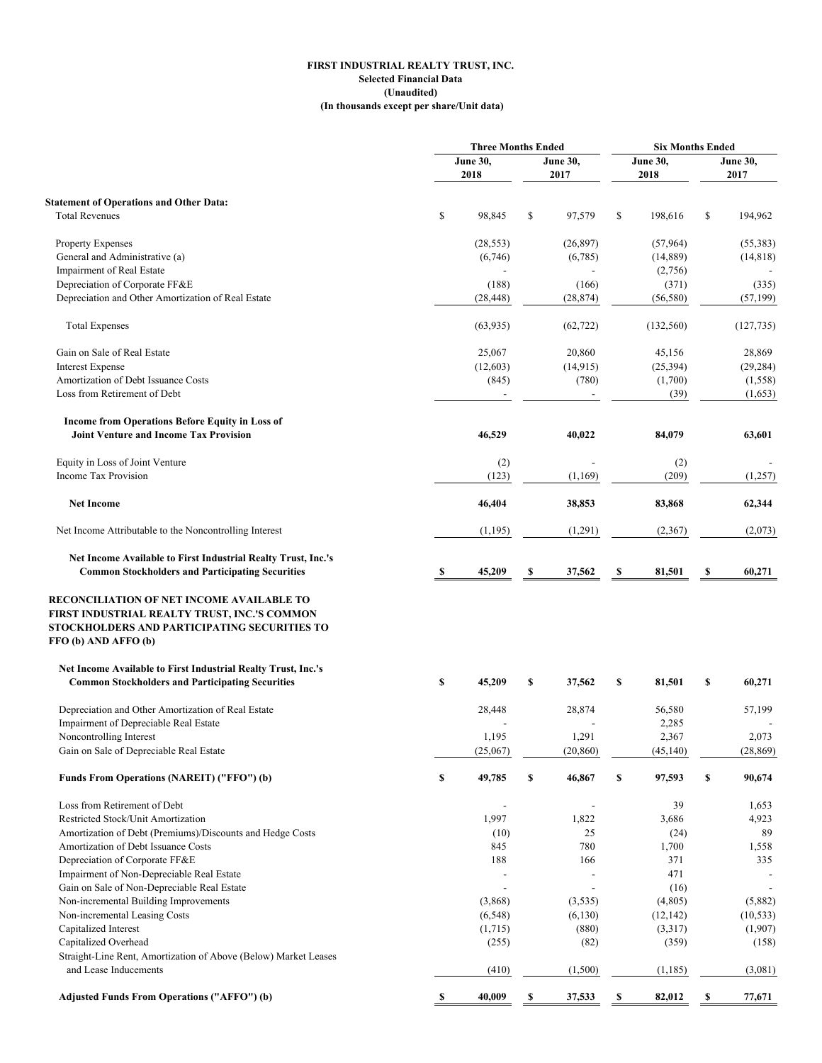**FIRST INDUSTRIAL REALTY TRUST, INC.**
**Selected Financial Data**
**(Unaudited)**
**(In thousands except per share/Unit data)**

| | Three Months Ended June 30, 2018 | Three Months Ended June 30, 2017 | Six Months Ended June 30, 2018 | Six Months Ended June 30, 2017 |
|---|---|---|---|---|
| **Statement of Operations and Other Data:** | | | | |
| Total Revenues | $ 98,845 | $ 97,579 | $ 198,616 | $ 194,962 |
| | | | | |
| Property Expenses | (28,553) | (26,897) | (57,964) | (55,383) |
| General and Administrative (a) | (6,746) | (6,785) | (14,889) | (14,818) |
| Impairment of Real Estate | - | - | (2,756) | - |
| Depreciation of Corporate FF&E | (188) | (166) | (371) | (335) |
| Depreciation and Other Amortization of Real Estate | (28,448) | (28,874) | (56,580) | (57,199) |
| | | | | |
| Total Expenses | (63,935) | (62,722) | (132,560) | (127,735) |
| | | | | |
| Gain on Sale of Real Estate | 25,067 | 20,860 | 45,156 | 28,869 |
| Interest Expense | (12,603) | (14,915) | (25,394) | (29,284) |
| Amortization of Debt Issuance Costs | (845) | (780) | (1,700) | (1,558) |
| Loss from Retirement of Debt | - | - | (39) | (1,653) |
| | | | | |
| **Income from Operations Before Equity in Loss of Joint Venture and Income Tax Provision** | **46,529** | **40,022** | **84,079** | **63,601** |
| | | | | |
| Equity in Loss of Joint Venture | (2) | - | (2) | - |
| Income Tax Provision | (123) | (1,169) | (209) | (1,257) |
| | | | | |
| **Net Income** | **46,404** | **38,853** | **83,868** | **62,344** |
| | | | | |
| Net Income Attributable to the Noncontrolling Interest | (1,195) | (1,291) | (2,367) | (2,073) |
| | | | | |
| **Net Income Available to First Industrial Realty Trust, Inc.'s Common Stockholders and Participating Securities** | **$ 45,209** | **$ 37,562** | **$ 81,501** | **$ 60,271** |
| | | | | |
| **RECONCILIATION OF NET INCOME AVAILABLE TO FIRST INDUSTRIAL REALTY TRUST, INC.'S COMMON STOCKHOLDERS AND PARTICIPATING SECURITIES TO FFO (b) AND AFFO (b)** | | | | |
| | | | | |
| **Net Income Available to First Industrial Realty Trust, Inc.'s Common Stockholders and Participating Securities** | **$ 45,209** | **$ 37,562** | **$ 81,501** | **$ 60,271** |
| | | | | |
| Depreciation and Other Amortization of Real Estate | 28,448 | 28,874 | 56,580 | 57,199 |
| Impairment of Depreciable Real Estate | - | - | 2,285 | - |
| Noncontrolling Interest | 1,195 | 1,291 | 2,367 | 2,073 |
| Gain on Sale of Depreciable Real Estate | (25,067) | (20,860) | (45,140) | (28,869) |
| | | | | |
| **Funds From Operations (NAREIT) ("FFO") (b)** | **$ 49,785** | **$ 46,867** | **$ 97,593** | **$ 90,674** |
| | | | | |
| Loss from Retirement of Debt | - | - | 39 | 1,653 |
| Restricted Stock/Unit Amortization | 1,997 | 1,822 | 3,686 | 4,923 |
| Amortization of Debt (Premiums)/Discounts and Hedge Costs | (10) | 25 | (24) | 89 |
| Amortization of Debt Issuance Costs | 845 | 780 | 1,700 | 1,558 |
| Depreciation of Corporate FF&E | 188 | 166 | 371 | 335 |
| Impairment of Non-Depreciable Real Estate | - | - | 471 | - |
| Gain on Sale of Non-Depreciable Real Estate | - | - | (16) | - |
| Non-incremental Building Improvements | (3,868) | (3,535) | (4,805) | (5,882) |
| Non-incremental Leasing Costs | (6,548) | (6,130) | (12,142) | (10,533) |
| Capitalized Interest | (1,715) | (880) | (3,317) | (1,907) |
| Capitalized Overhead | (255) | (82) | (359) | (158) |
| Straight-Line Rent, Amortization of Above (Below) Market Leases and Lease Inducements | (410) | (1,500) | (1,185) | (3,081) |
| | | | | |
| **Adjusted Funds From Operations ("AFFO") (b)** | **$ 40,009** | **$ 37,533** | **$ 82,012** | **$ 77,671** |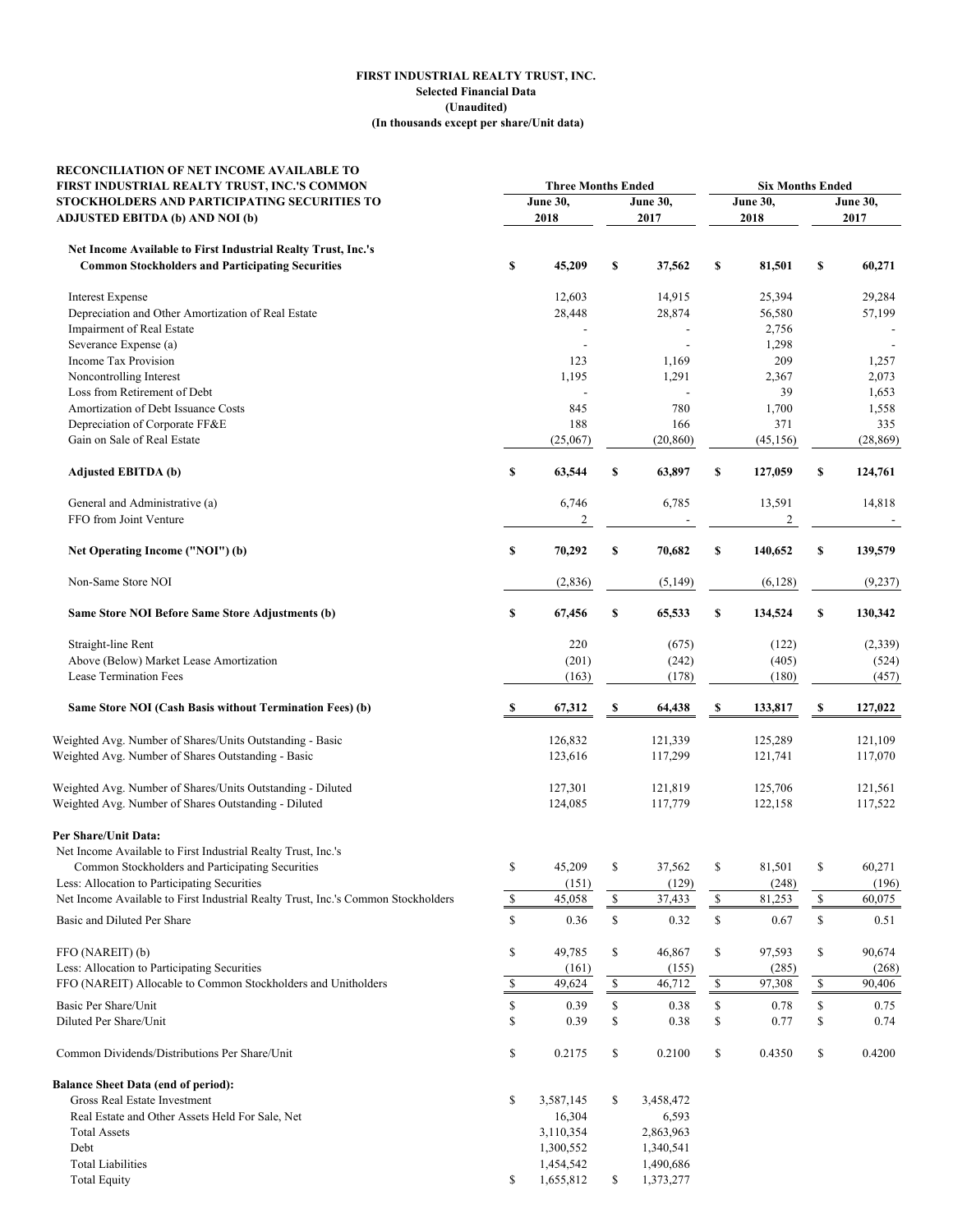**FIRST INDUSTRIAL REALTY TRUST, INC.**
**Selected Financial Data**
**(Unaudited)**
**(In thousands except per share/Unit data)**

| RECONCILIATION OF NET INCOME AVAILABLE TO FIRST INDUSTRIAL REALTY TRUST, INC.'S COMMON STOCKHOLDERS AND PARTICIPATING SECURITIES TO ADJUSTED EBITDA (b) AND NOI (b) | Three Months Ended | | Six Months Ended | |
|---|---|---|---|---|
| | June 30, 2018 | June 30, 2017 | June 30, 2018 | June 30, 2017 |
| **Net Income Available to First Industrial Realty Trust, Inc.'s Common Stockholders and Participating Securities** | **$ 45,209** | **$ 37,562** | **$ 81,501** | **$ 60,271** |
| Interest Expense | 12,603 | 14,915 | 25,394 | 29,284 |
| Depreciation and Other Amortization of Real Estate | 28,448 | 28,874 | 56,580 | 57,199 |
| Impairment of Real Estate | - | - | 2,756 | - |
| Severance Expense (a) | - | - | 1,298 | - |
| Income Tax Provision | 123 | 1,169 | 209 | 1,257 |
| Noncontrolling Interest | 1,195 | 1,291 | 2,367 | 2,073 |
| Loss from Retirement of Debt | - | - | 39 | 1,653 |
| Amortization of Debt Issuance Costs | 845 | 780 | 1,700 | 1,558 |
| Depreciation of Corporate FF&E | 188 | 166 | 371 | 335 |
| Gain on Sale of Real Estate | (25,067) | (20,860) | (45,156) | (28,869) |
| **Adjusted EBITDA (b)** | **$ 63,544** | **$ 63,897** | **$ 127,059** | **$ 124,761** |
| General and Administrative (a) | 6,746 | 6,785 | 13,591 | 14,818 |
| FFO from Joint Venture | 2 | - | 2 | - |
| **Net Operating Income ("NOI") (b)** | **$ 70,292** | **$ 70,682** | **$ 140,652** | **$ 139,579** |
| Non-Same Store NOI | (2,836) | (5,149) | (6,128) | (9,237) |
| **Same Store NOI Before Same Store Adjustments (b)** | **$ 67,456** | **$ 65,533** | **$ 134,524** | **$ 130,342** |
| Straight-line Rent | 220 | (675) | (122) | (2,339) |
| Above (Below) Market Lease Amortization | (201) | (242) | (405) | (524) |
| Lease Termination Fees | (163) | (178) | (180) | (457) |
| **Same Store NOI (Cash Basis without Termination Fees) (b)** | **$ 67,312** | **$ 64,438** | **$ 133,817** | **$ 127,022** |
| Weighted Avg. Number of Shares/Units Outstanding - Basic | 126,832 | 121,339 | 125,289 | 121,109 |
| Weighted Avg. Number of Shares Outstanding - Basic | 123,616 | 117,299 | 121,741 | 117,070 |
| Weighted Avg. Number of Shares/Units Outstanding - Diluted | 127,301 | 121,819 | 125,706 | 121,561 |
| Weighted Avg. Number of Shares Outstanding - Diluted | 124,085 | 117,779 | 122,158 | 117,522 |
| **Per Share/Unit Data:** | | | | |
| Net Income Available to First Industrial Realty Trust, Inc.'s Common Stockholders and Participating Securities | $ 45,209 | $ 37,562 | $ 81,501 | $ 60,271 |
| Less: Allocation to Participating Securities | (151) | (129) | (248) | (196) |
| Net Income Available to First Industrial Realty Trust, Inc.'s Common Stockholders | $ 45,058 | $ 37,433 | $ 81,253 | $ 60,075 |
| Basic and Diluted Per Share | $ 0.36 | $ 0.32 | $ 0.67 | $ 0.51 |
| FFO (NAREIT) (b) | $ 49,785 | $ 46,867 | $ 97,593 | $ 90,674 |
| Less: Allocation to Participating Securities | (161) | (155) | (285) | (268) |
| FFO (NAREIT) Allocable to Common Stockholders and Unitholders | $ 49,624 | $ 46,712 | $ 97,308 | $ 90,406 |
| Basic Per Share/Unit | $ 0.39 | $ 0.38 | $ 0.78 | $ 0.75 |
| Diluted Per Share/Unit | $ 0.39 | $ 0.38 | $ 0.77 | $ 0.74 |
| Common Dividends/Distributions Per Share/Unit | $ 0.2175 | $ 0.2100 | $ 0.4350 | $ 0.4200 |
| **Balance Sheet Data (end of period):** | | | | |
| Gross Real Estate Investment | $ 3,587,145 | $ 3,458,472 | | |
| Real Estate and Other Assets Held For Sale, Net | 16,304 | 6,593 | | |
| Total Assets | 3,110,354 | 2,863,963 | | |
| Debt | 1,300,552 | 1,340,541 | | |
| Total Liabilities | 1,454,542 | 1,490,686 | | |
| Total Equity | $ 1,655,812 | $ 1,373,277 | | |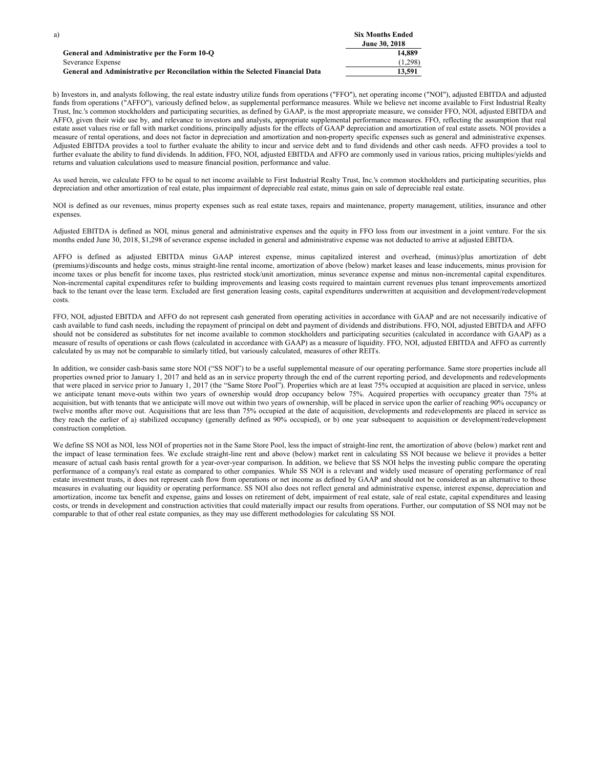a)

| | Six Months Ended June 30, 2018 |
|---|---|
| **General and Administrative per the Form 10-Q** | **14,889** |
| Severance Expense | (1,298) |
| **General and Administrative per Reconcilation within the Selected Financial Data** | **13,591** |

b) Investors in, and analysts following, the real estate industry utilize funds from operations ("FFO"), net operating income ("NOI"), adjusted EBITDA and adjusted funds from operations ("AFFO"), variously defined below, as supplemental performance measures. While we believe net income available to First Industrial Realty Trust, Inc.'s common stockholders and participating securities, as defined by GAAP, is the most appropriate measure, we consider FFO, NOI, adjusted EBITDA and AFFO, given their wide use by, and relevance to investors and analysts, appropriate supplemental performance measures. FFO, reflecting the assumption that real estate asset values rise or fall with market conditions, principally adjusts for the effects of GAAP depreciation and amortization of real estate assets. NOI provides a measure of rental operations, and does not factor in depreciation and amortization and non-property specific expenses such as general and administrative expenses. Adjusted EBITDA provides a tool to further evaluate the ability to incur and service debt and to fund dividends and other cash needs. AFFO provides a tool to further evaluate the ability to fund dividends. In addition, FFO, NOI, adjusted EBITDA and AFFO are commonly used in various ratios, pricing multiples/yields and returns and valuation calculations used to measure financial position, performance and value.

As used herein, we calculate FFO to be equal to net income available to First Industrial Realty Trust, Inc.'s common stockholders and participating securities, plus depreciation and other amortization of real estate, plus impairment of depreciable real estate, minus gain on sale of depreciable real estate.

NOI is defined as our revenues, minus property expenses such as real estate taxes, repairs and maintenance, property management, utilities, insurance and other expenses.

Adjusted EBITDA is defined as NOI, minus general and administrative expenses and the equity in FFO loss from our investment in a joint venture. For the six months ended June 30, 2018, $1,298 of severance expense included in general and administrative expense was not deducted to arrive at adjusted EBITDA.

AFFO is defined as adjusted EBITDA minus GAAP interest expense, minus capitalized interest and overhead, (minus)/plus amortization of debt (premiums)/discounts and hedge costs, minus straight-line rental income, amortization of above (below) market leases and lease inducements, minus provision for income taxes or plus benefit for income taxes, plus restricted stock/unit amortization, minus severance expense and minus non-incremental capital expenditures. Non-incremental capital expenditures refer to building improvements and leasing costs required to maintain current revenues plus tenant improvements amortized back to the tenant over the lease term. Excluded are first generation leasing costs, capital expenditures underwritten at acquisition and development/redevelopment costs.

FFO, NOI, adjusted EBITDA and AFFO do not represent cash generated from operating activities in accordance with GAAP and are not necessarily indicative of cash available to fund cash needs, including the repayment of principal on debt and payment of dividends and distributions. FFO, NOI, adjusted EBITDA and AFFO should not be considered as substitutes for net income available to common stockholders and participating securities (calculated in accordance with GAAP) as a measure of results of operations or cash flows (calculated in accordance with GAAP) as a measure of liquidity. FFO, NOI, adjusted EBITDA and AFFO as currently calculated by us may not be comparable to similarly titled, but variously calculated, measures of other REITs.

In addition, we consider cash-basis same store NOI ("SS NOI") to be a useful supplemental measure of our operating performance. Same store properties include all properties owned prior to January 1, 2017 and held as an in service property through the end of the current reporting period, and developments and redevelopments that were placed in service prior to January 1, 2017 (the "Same Store Pool"). Properties which are at least 75% occupied at acquisition are placed in service, unless we anticipate tenant move-outs within two years of ownership would drop occupancy below 75%. Acquired properties with occupancy greater than 75% at acquisition, but with tenants that we anticipate will move out within two years of ownership, will be placed in service upon the earlier of reaching 90% occupancy or twelve months after move out. Acquisitions that are less than 75% occupied at the date of acquisition, developments and redevelopments are placed in service as they reach the earlier of a) stabilized occupancy (generally defined as 90% occupied), or b) one year subsequent to acquisition or development/redevelopment construction completion.

We define SS NOI as NOI, less NOI of properties not in the Same Store Pool, less the impact of straight-line rent, the amortization of above (below) market rent and the impact of lease termination fees. We exclude straight-line rent and above (below) market rent in calculating SS NOI because we believe it provides a better measure of actual cash basis rental growth for a year-over-year comparison. In addition, we believe that SS NOI helps the investing public compare the operating performance of a company's real estate as compared to other companies. While SS NOI is a relevant and widely used measure of operating performance of real estate investment trusts, it does not represent cash flow from operations or net income as defined by GAAP and should not be considered as an alternative to those measures in evaluating our liquidity or operating performance. SS NOI also does not reflect general and administrative expense, interest expense, depreciation and amortization, income tax benefit and expense, gains and losses on retirement of debt, impairment of real estate, sale of real estate, capital expenditures and leasing costs, or trends in development and construction activities that could materially impact our results from operations. Further, our computation of SS NOI may not be comparable to that of other real estate companies, as they may use different methodologies for calculating SS NOI.